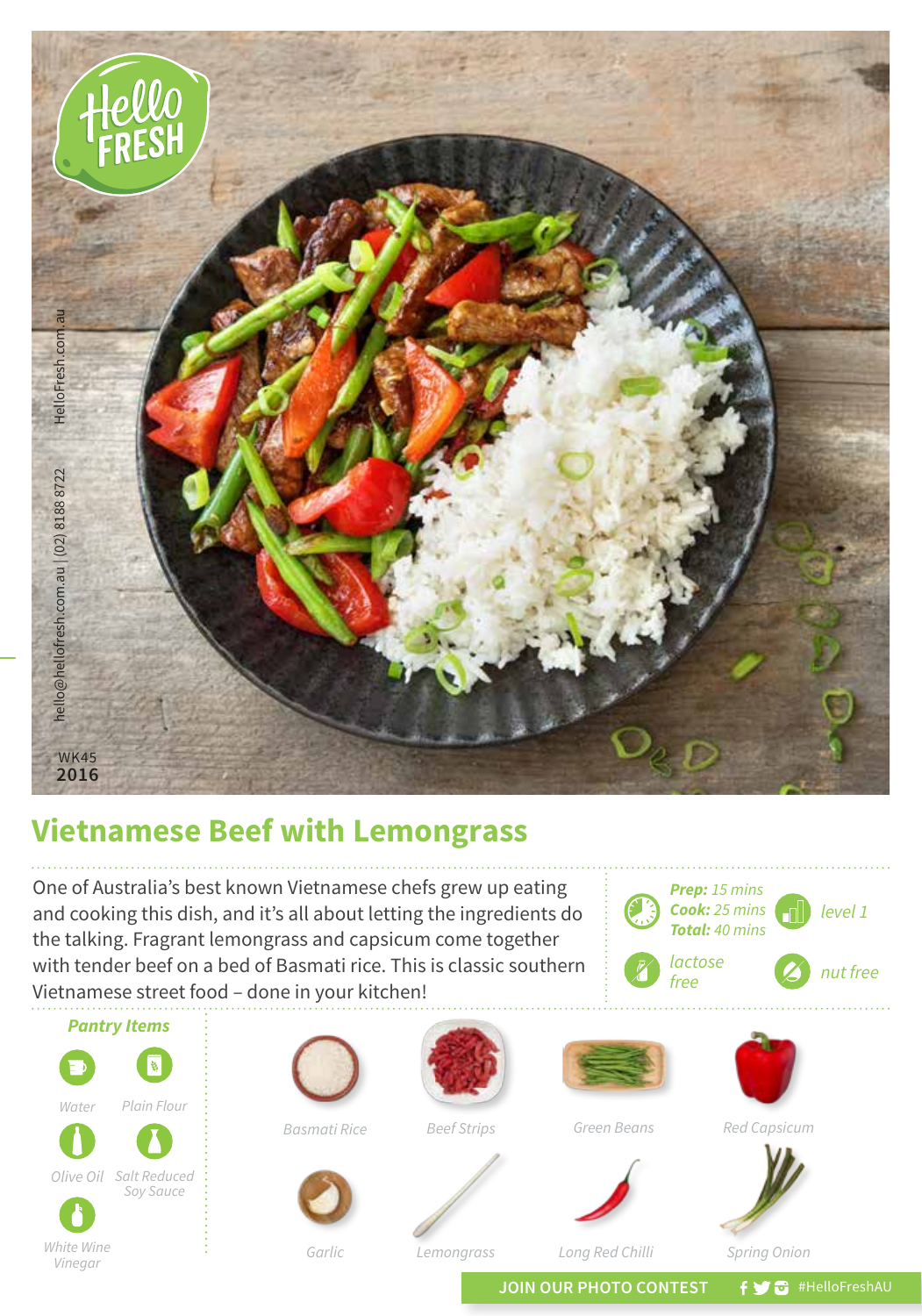hello@hellofresh.com.au | (02) 8188 8722 HelloFresh.com.au

WK45
2016

# Vietnamese Beef with Lemongrass

One of Australia's best known Vietnamese chefs grew up eating and cooking this dish, and it's all about letting the ingredients do the talking. Fragrant lemongrass and capsicum come together with tender beef on a bed of Basmati rice. This is classic southern Vietnamese street food – done in your kitchen!

***Prep:*** *15 mins*
***Cook:*** *25 mins*
***Total:*** *40 mins*

*level 1*

*lactose free*

*nut free*

### *Pantry Items*

- *Water*
- *Plain Flour*
- *Olive Oil*
- *Salt Reduced Soy Sauce*
- *White Wine Vinegar*

### Ingredients

- *Basmati Rice*
- *Beef Strips*
- *Green Beans*
- *Red Capsicum*
- *Garlic*
- *Lemongrass*
- *Long Red Chilli*
- *Spring Onion*

**JOIN OUR PHOTO CONTEST** #HelloFreshAU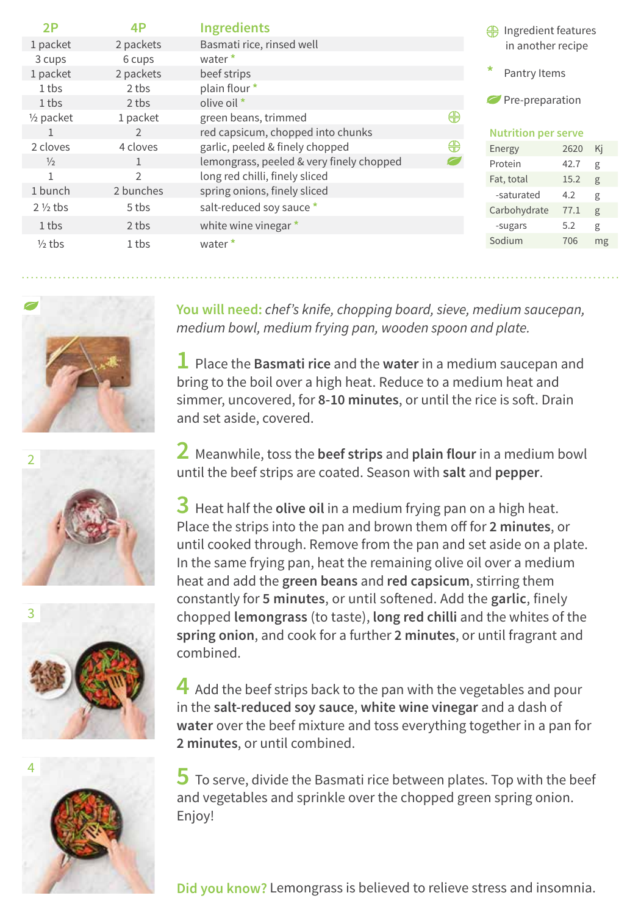| 2P | 4P | Ingredients | |
|---|---|---|---|
| 1 packet | 2 packets | Basmati rice, rinsed well | |
| 3 cups | 6 cups | water * | |
| 1 packet | 2 packets | beef strips | |
| 1 tbs | 2 tbs | plain flour * | |
| 1 tbs | 2 tbs | olive oil * | |
| ½ packet | 1 packet | green beans, trimmed | ⊕ |
| 1 | 2 | red capsicum, chopped into chunks | |
| 2 cloves | 4 cloves | garlic, peeled & finely chopped | ⊕ |
| ½ | 1 | lemongrass, peeled & very finely chopped | Pre-preparation |
| 1 | 2 | long red chilli, finely sliced | |
| 1 bunch | 2 bunches | spring onions, finely sliced | |
| 2 ½ tbs | 5 tbs | salt-reduced soy sauce * | |
| 1 tbs | 2 tbs | white wine vinegar * | |
| ½ tbs | 1 tbs | water * | |

⊕ Ingredient features in another recipe

\* Pantry Items

Pre-preparation

**Nutrition per serve**

| | | |
|---|---|---|
| Energy | 2620 | Kj |
| Protein | 42.7 | g |
| Fat, total | 15.2 | g |
| -saturated | 4.2 | g |
| Carbohydrate | 77.1 | g |
| -sugars | 5.2 | g |
| Sodium | 706 | mg |

**You will need:** *chef's knife, chopping board, sieve, medium saucepan, medium bowl, medium frying pan, wooden spoon and plate.*

**1** Place the **Basmati rice** and the **water** in a medium saucepan and bring to the boil over a high heat. Reduce to a medium heat and simmer, uncovered, for **8-10 minutes**, or until the rice is soft. Drain and set aside, covered.

**2** Meanwhile, toss the **beef strips** and **plain flour** in a medium bowl until the beef strips are coated. Season with **salt** and **pepper**.

**3** Heat half the **olive oil** in a medium frying pan on a high heat. Place the strips into the pan and brown them off for **2 minutes**, or until cooked through. Remove from the pan and set aside on a plate. In the same frying pan, heat the remaining olive oil over a medium heat and add the **green beans** and **red capsicum**, stirring them constantly for **5 minutes**, or until softened. Add the **garlic**, finely chopped **lemongrass** (to taste), **long red chilli** and the whites of the **spring onion**, and cook for a further **2 minutes**, or until fragrant and combined.

**4** Add the beef strips back to the pan with the vegetables and pour in the **salt-reduced soy sauce**, **white wine vinegar** and a dash of **water** over the beef mixture and toss everything together in a pan for **2 minutes**, or until combined.

**5** To serve, divide the Basmati rice between plates. Top with the beef and vegetables and sprinkle over the chopped green spring onion. Enjoy!

**Did you know?** Lemongrass is believed to relieve stress and insomnia.